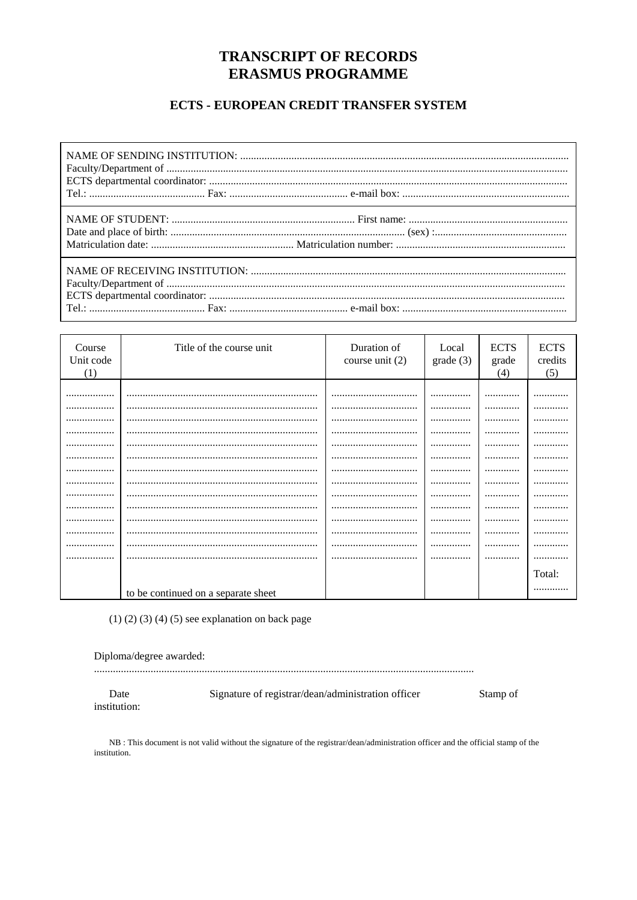# TRANSCRIPT OF RECORDS
# ERASMUS PROGRAMME

## ECTS - EUROPEAN CREDIT TRANSFER SYSTEM

NAME OF SENDING INSTITUTION: ..........................................................................................................................
Faculty/Department of ....................................................................................................................................
ECTS departmental coordinator: .....................................................................................................................
Tel.: ............................................ Fax: ............................................ e-mail box: ..............................................................

NAME OF STUDENT: .................................................................... First name: ...........................................................
Date and place of birth: ........................................................................................ (sex) :.................................................
Matriculation date: ..................................................... Matriculation number: ..............................................................

NAME OF RECEIVING INSTITUTION: .....................................................................................................................
Faculty/Department of ....................................................................................................................................
ECTS departmental coordinator: .....................................................................................................................
Tel.: ............................................ Fax: ............................................ e-mail box: ..............................................................

| Course Unit code (1) | Title of the course unit | Duration of course unit (2) | Local grade (3) | ECTS grade (4) | ECTS credits (5) |
|---|---|---|---|---|---|
| .................. | ....................................................................... | ................................ | ............... | ............. | ............. |
| .................. | ....................................................................... | ................................ | ............... | ............. | ............. |
| .................. | ....................................................................... | ................................ | ............... | ............. | ............. |
| .................. | ....................................................................... | ................................ | ............... | ............. | ............. |
| .................. | ....................................................................... | ................................ | ............... | ............. | ............. |
| .................. | ....................................................................... | ................................ | ............... | ............. | ............. |
| .................. | ....................................................................... | ................................ | ............... | ............. | ............. |
| .................. | ....................................................................... | ................................ | ............... | ............. | ............. |
| .................. | ....................................................................... | ................................ | ............... | ............. | ............. |
| .................. | ....................................................................... | ................................ | ............... | ............. | ............. |
| .................. | ....................................................................... | ................................ | ............... | ............. | ............. |
| .................. | ....................................................................... | ................................ | ............... | ............. | ............. |
| .................. | ....................................................................... | ................................ | ............... | ............. | ............. |
| .................. | ....................................................................... | ................................ | ............... | ............. | ............. |
| | to be continued on a separate sheet | | | | Total: ............. |

(1) (2) (3) (4) (5) see explanation on back page

Diploma/degree awarded:
.............................................................................................................................................

Date | Signature of registrar/dean/administration officer | Stamp of institution:

NB : This document is not valid without the signature of the registrar/dean/administration officer and the official stamp of the institution.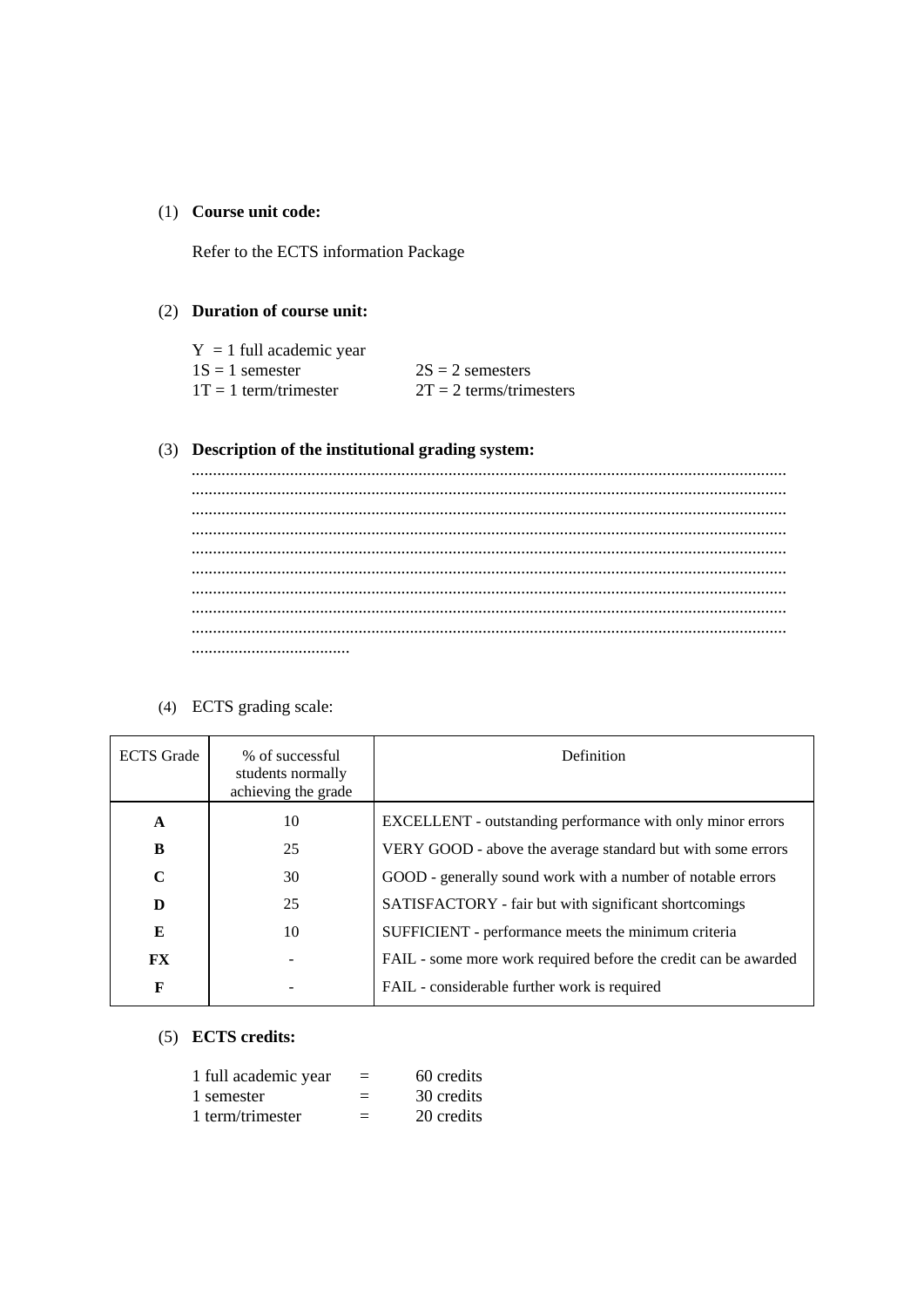(1) **Course unit code:**

Refer to the ECTS information Package

(2) **Duration of course unit:**

Y = 1 full academic year
1S = 1 semester　　　2S = 2 semesters
1T = 1 term/trimester　　　2T = 2 terms/trimesters

(3) **Description of the institutional grading system:**

..........................................................................................................................................
..........................................................................................................................................
..........................................................................................................................................
..........................................................................................................................................
..........................................................................................................................................
..........................................................................................................................................
..........................................................................................................................................
..........................................................................................................................................
..........................................................................................................................................
.....................................

(4) ECTS grading scale:

| ECTS Grade | % of successful students normally achieving the grade | Definition |
|---|---|---|
| **A** | 10 | EXCELLENT - outstanding performance with only minor errors |
| **B** | 25 | VERY GOOD - above the average standard but with some errors |
| **C** | 30 | GOOD - generally sound work with a number of notable errors |
| **D** | 25 | SATISFACTORY - fair but with significant shortcomings |
| **E** | 10 | SUFFICIENT - performance meets the minimum criteria |
| **FX** | - | FAIL - some more work required before the credit can be awarded |
| **F** | - | FAIL - considerable further work is required |

(5) **ECTS credits:**

| | | |
|---|---|---|
| 1 full academic year | = | 60 credits |
| 1 semester | = | 30 credits |
| 1 term/trimester | = | 20 credits |